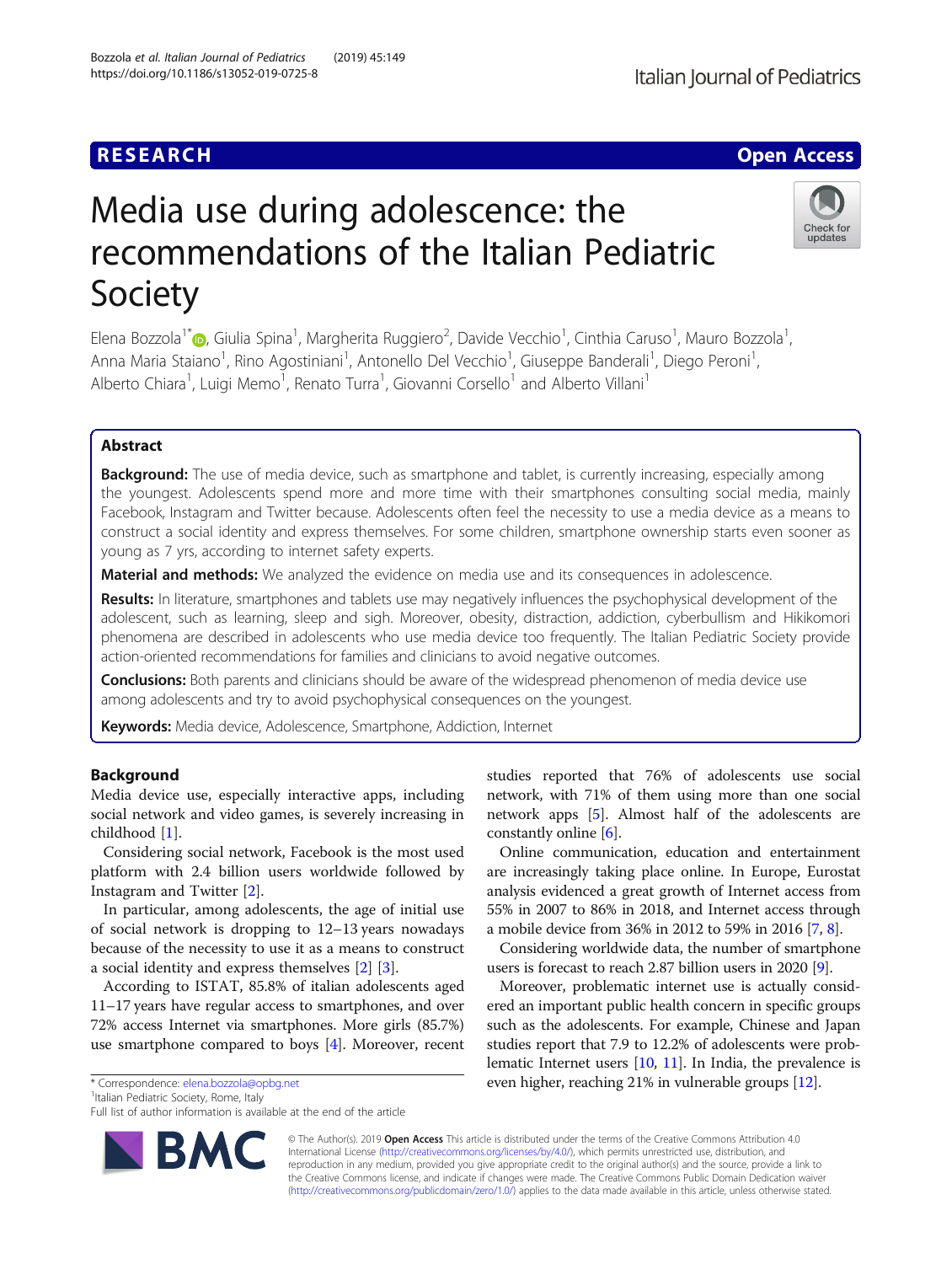# Media use during adolescence: the recommendations of the Italian Pediatric Society

Elena Bozzola[1*], Giulia Spina[1], Margherita Ruggiero[2], Davide Vecchio[1], Cinthia Caruso[1], Mauro Bozzola[1], Anna Maria Staiano[1], Rino Agostiniani[1], Antonello Del Vecchio[1], Giuseppe Banderali[1], Diego Peroni[1], Alberto Chiara[1], Luigi Memo[1], Renato Turra[1], Giovanni Corsello[1] and Alberto Villani[1]

## Abstract

**Background:** The use of media device, such as smartphone and tablet, is currently increasing, especially among the youngest. Adolescents spend more and more time with their smartphones consulting social media, mainly Facebook, Instagram and Twitter because. Adolescents often feel the necessity to use a media device as a means to construct a social identity and express themselves. For some children, smartphone ownership starts even sooner as young as 7 yrs, according to internet safety experts.

**Material and methods:** We analyzed the evidence on media use and its consequences in adolescence.

**Results:** In literature, smartphones and tablets use may negatively influences the psychophysical development of the adolescent, such as learning, sleep and sigh. Moreover, obesity, distraction, addiction, cyberbullism and Hikikomori phenomena are described in adolescents who use media device too frequently. The Italian Pediatric Society provide action-oriented recommendations for families and clinicians to avoid negative outcomes.

**Conclusions:** Both parents and clinicians should be aware of the widespread phenomenon of media device use among adolescents and try to avoid psychophysical consequences on the youngest.

**Keywords:** Media device, Adolescence, Smartphone, Addiction, Internet

## Background

Media device use, especially interactive apps, including social network and video games, is severely increasing in childhood [1].

Considering social network, Facebook is the most used platform with 2.4 billion users worldwide followed by Instagram and Twitter [2].

In particular, among adolescents, the age of initial use of social network is dropping to 12–13 years nowadays because of the necessity to use it as a means to construct a social identity and express themselves [2] [3].

According to ISTAT, 85.8% of italian adolescents aged 11–17 years have regular access to smartphones, and over 72% access Internet via smartphones. More girls (85.7%) use smartphone compared to boys [4]. Moreover, recent studies reported that 76% of adolescents use social network, with 71% of them using more than one social network apps [5]. Almost half of the adolescents are constantly online [6].

Online communication, education and entertainment are increasingly taking place online. In Europe, Eurostat analysis evidenced a great growth of Internet access from 55% in 2007 to 86% in 2018, and Internet access through a mobile device from 36% in 2012 to 59% in 2016 [7, 8].

Considering worldwide data, the number of smartphone users is forecast to reach 2.87 billion users in 2020 [9].

Moreover, problematic internet use is actually considered an important public health concern in specific groups such as the adolescents. For example, Chinese and Japan studies report that 7.9 to 12.2% of adolescents were problematic Internet users [10, 11]. In India, the prevalence is even higher, reaching 21% in vulnerable groups [12].

* Correspondence: elena.bozzola@opbg.net
[1]Italian Pediatric Society, Rome, Italy
Full list of author information is available at the end of the article

© The Author(s). 2019 **Open Access** This article is distributed under the terms of the Creative Commons Attribution 4.0 International License (http://creativecommons.org/licenses/by/4.0/), which permits unrestricted use, distribution, and reproduction in any medium, provided you give appropriate credit to the original author(s) and the source, provide a link to the Creative Commons license, and indicate if changes were made. The Creative Commons Public Domain Dedication waiver (http://creativecommons.org/publicdomain/zero/1.0/) applies to the data made available in this article, unless otherwise stated.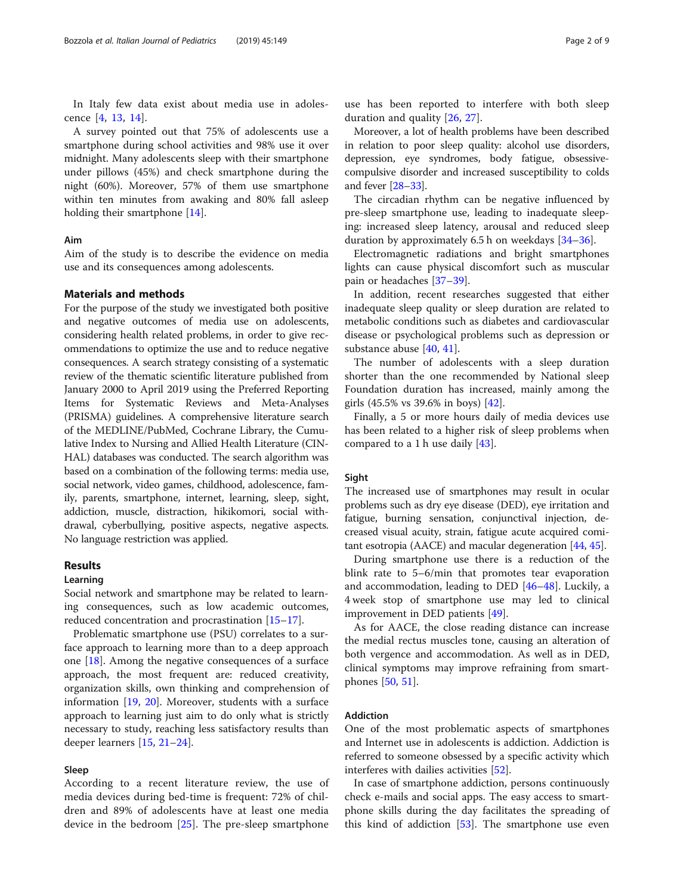In Italy few data exist about media use in adolescence [4, 13, 14].

A survey pointed out that 75% of adolescents use a smartphone during school activities and 98% use it over midnight. Many adolescents sleep with their smartphone under pillows (45%) and check smartphone during the night (60%). Moreover, 57% of them use smartphone within ten minutes from awaking and 80% fall asleep holding their smartphone [14].

### Aim

Aim of the study is to describe the evidence on media use and its consequences among adolescents.

## Materials and methods

For the purpose of the study we investigated both positive and negative outcomes of media use on adolescents, considering health related problems, in order to give recommendations to optimize the use and to reduce negative consequences. A search strategy consisting of a systematic review of the thematic scientific literature published from January 2000 to April 2019 using the Preferred Reporting Items for Systematic Reviews and Meta-Analyses (PRISMA) guidelines. A comprehensive literature search of the MEDLINE/PubMed, Cochrane Library, the Cumulative Index to Nursing and Allied Health Literature (CINHAL) databases was conducted. The search algorithm was based on a combination of the following terms: media use, social network, video games, childhood, adolescence, family, parents, smartphone, internet, learning, sleep, sight, addiction, muscle, distraction, hikikomori, social withdrawal, cyberbullying, positive aspects, negative aspects. No language restriction was applied.

## Results

### Learning

Social network and smartphone may be related to learning consequences, such as low academic outcomes, reduced concentration and procrastination [15–17].

Problematic smartphone use (PSU) correlates to a surface approach to learning more than to a deep approach one [18]. Among the negative consequences of a surface approach, the most frequent are: reduced creativity, organization skills, own thinking and comprehension of information [19, 20]. Moreover, students with a surface approach to learning just aim to do only what is strictly necessary to study, reaching less satisfactory results than deeper learners [15, 21–24].

### Sleep

According to a recent literature review, the use of media devices during bed-time is frequent: 72% of children and 89% of adolescents have at least one media device in the bedroom [25]. The pre-sleep smartphone use has been reported to interfere with both sleep duration and quality [26, 27].

Moreover, a lot of health problems have been described in relation to poor sleep quality: alcohol use disorders, depression, eye syndromes, body fatigue, obsessive-compulsive disorder and increased susceptibility to colds and fever [28–33].

The circadian rhythm can be negative influenced by pre-sleep smartphone use, leading to inadequate sleeping: increased sleep latency, arousal and reduced sleep duration by approximately 6.5 h on weekdays [34–36].

Electromagnetic radiations and bright smartphones lights can cause physical discomfort such as muscular pain or headaches [37–39].

In addition, recent researches suggested that either inadequate sleep quality or sleep duration are related to metabolic conditions such as diabetes and cardiovascular disease or psychological problems such as depression or substance abuse [40, 41].

The number of adolescents with a sleep duration shorter than the one recommended by National sleep Foundation duration has increased, mainly among the girls (45.5% vs 39.6% in boys) [42].

Finally, a 5 or more hours daily of media devices use has been related to a higher risk of sleep problems when compared to a 1 h use daily [43].

### Sight

The increased use of smartphones may result in ocular problems such as dry eye disease (DED), eye irritation and fatigue, burning sensation, conjunctival injection, decreased visual acuity, strain, fatigue acute acquired comitant esotropia (AACE) and macular degeneration [44, 45].

During smartphone use there is a reduction of the blink rate to 5–6/min that promotes tear evaporation and accommodation, leading to DED [46–48]. Luckily, a 4 week stop of smartphone use may led to clinical improvement in DED patients [49].

As for AACE, the close reading distance can increase the medial rectus muscles tone, causing an alteration of both vergence and accommodation. As well as in DED, clinical symptoms may improve refraining from smartphones [50, 51].

### Addiction

One of the most problematic aspects of smartphones and Internet use in adolescents is addiction. Addiction is referred to someone obsessed by a specific activity which interferes with dailies activities [52].

In case of smartphone addiction, persons continuously check e-mails and social apps. The easy access to smartphone skills during the day facilitates the spreading of this kind of addiction [53]. The smartphone use even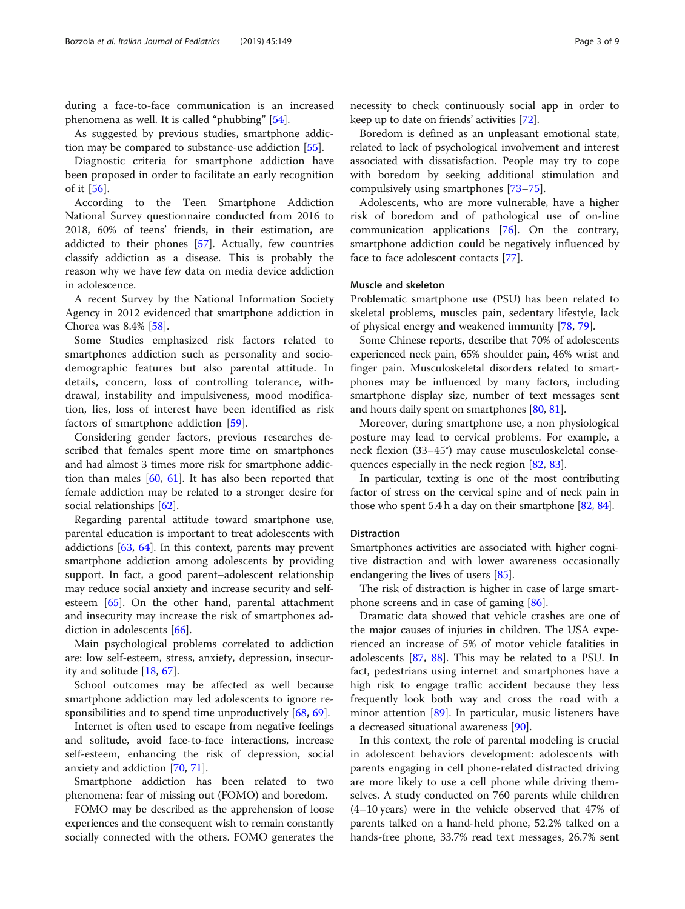during a face-to-face communication is an increased phenomena as well. It is called "phubbing" [54].

As suggested by previous studies, smartphone addiction may be compared to substance-use addiction [55].

Diagnostic criteria for smartphone addiction have been proposed in order to facilitate an early recognition of it [56].

According to the Teen Smartphone Addiction National Survey questionnaire conducted from 2016 to 2018, 60% of teens' friends, in their estimation, are addicted to their phones [57]. Actually, few countries classify addiction as a disease. This is probably the reason why we have few data on media device addiction in adolescence.

A recent Survey by the National Information Society Agency in 2012 evidenced that smartphone addiction in Chorea was 8.4% [58].

Some Studies emphasized risk factors related to smartphones addiction such as personality and socio-demographic features but also parental attitude. In details, concern, loss of controlling tolerance, withdrawal, instability and impulsiveness, mood modification, lies, loss of interest have been identified as risk factors of smartphone addiction [59].

Considering gender factors, previous researches described that females spent more time on smartphones and had almost 3 times more risk for smartphone addiction than males [60, 61]. It has also been reported that female addiction may be related to a stronger desire for social relationships [62].

Regarding parental attitude toward smartphone use, parental education is important to treat adolescents with addictions [63, 64]. In this context, parents may prevent smartphone addiction among adolescents by providing support. In fact, a good parent–adolescent relationship may reduce social anxiety and increase security and self-esteem [65]. On the other hand, parental attachment and insecurity may increase the risk of smartphones addiction in adolescents [66].

Main psychological problems correlated to addiction are: low self-esteem, stress, anxiety, depression, insecurity and solitude [18, 67].

School outcomes may be affected as well because smartphone addiction may led adolescents to ignore responsibilities and to spend time unproductively [68, 69].

Internet is often used to escape from negative feelings and solitude, avoid face-to-face interactions, increase self-esteem, enhancing the risk of depression, social anxiety and addiction [70, 71].

Smartphone addiction has been related to two phenomena: fear of missing out (FOMO) and boredom.

FOMO may be described as the apprehension of loose experiences and the consequent wish to remain constantly socially connected with the others. FOMO generates the necessity to check continuously social app in order to keep up to date on friends' activities [72].

Boredom is defined as an unpleasant emotional state, related to lack of psychological involvement and interest associated with dissatisfaction. People may try to cope with boredom by seeking additional stimulation and compulsively using smartphones [73–75].

Adolescents, who are more vulnerable, have a higher risk of boredom and of pathological use of on-line communication applications [76]. On the contrary, smartphone addiction could be negatively influenced by face to face adolescent contacts [77].

### Muscle and skeleton

Problematic smartphone use (PSU) has been related to skeletal problems, muscles pain, sedentary lifestyle, lack of physical energy and weakened immunity [78, 79].

Some Chinese reports, describe that 70% of adolescents experienced neck pain, 65% shoulder pain, 46% wrist and finger pain. Musculoskeletal disorders related to smartphones may be influenced by many factors, including smartphone display size, number of text messages sent and hours daily spent on smartphones [80, 81].

Moreover, during smartphone use, a non physiological posture may lead to cervical problems. For example, a neck flexion (33–45°) may cause musculoskeletal consequences especially in the neck region [82, 83].

In particular, texting is one of the most contributing factor of stress on the cervical spine and of neck pain in those who spent 5.4 h a day on their smartphone [82, 84].

### Distraction

Smartphones activities are associated with higher cognitive distraction and with lower awareness occasionally endangering the lives of users [85].

The risk of distraction is higher in case of large smartphone screens and in case of gaming [86].

Dramatic data showed that vehicle crashes are one of the major causes of injuries in children. The USA experienced an increase of 5% of motor vehicle fatalities in adolescents [87, 88]. This may be related to a PSU. In fact, pedestrians using internet and smartphones have a high risk to engage traffic accident because they less frequently look both way and cross the road with a minor attention [89]. In particular, music listeners have a decreased situational awareness [90].

In this context, the role of parental modeling is crucial in adolescent behaviors development: adolescents with parents engaging in cell phone-related distracted driving are more likely to use a cell phone while driving themselves. A study conducted on 760 parents while children (4–10 years) were in the vehicle observed that 47% of parents talked on a hand-held phone, 52.2% talked on a hands-free phone, 33.7% read text messages, 26.7% sent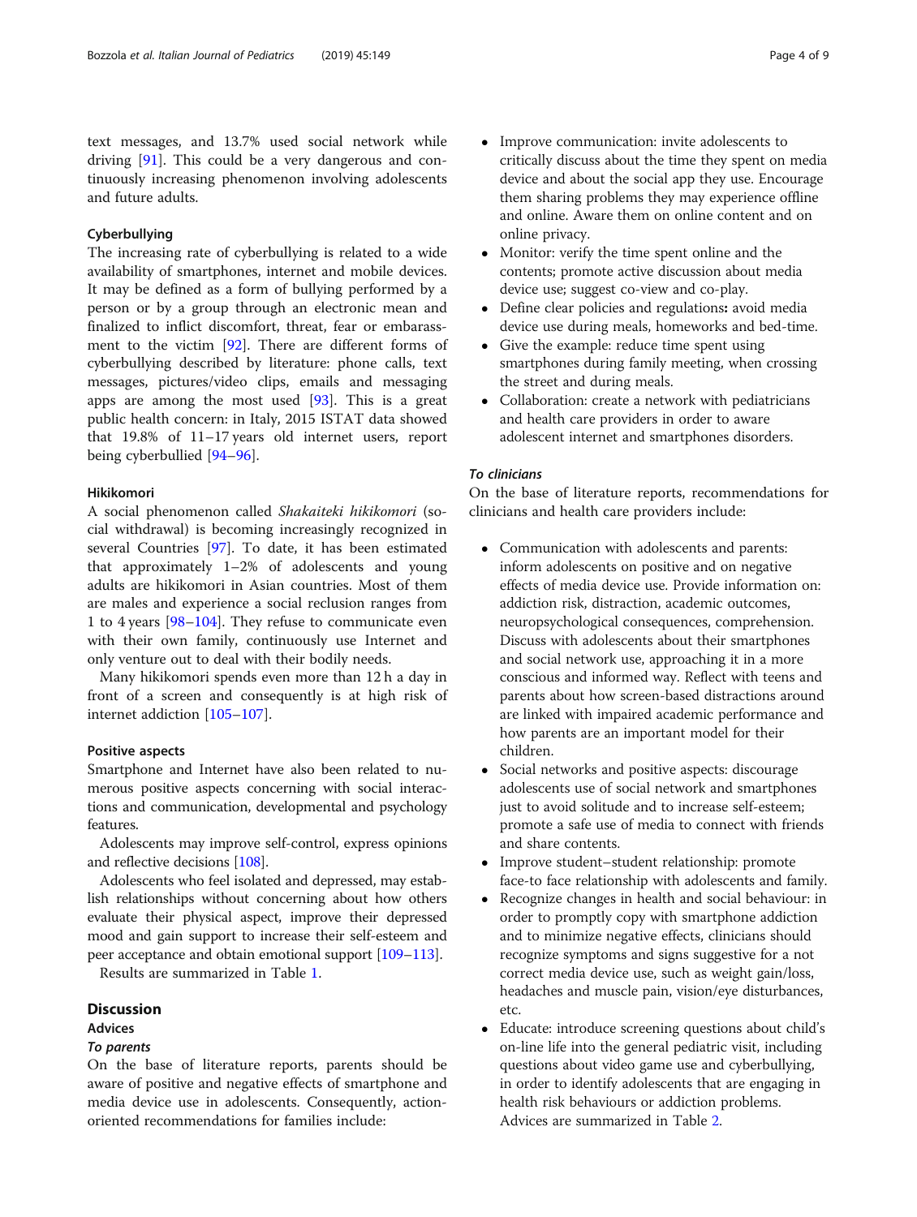text messages, and 13.7% used social network while driving [91]. This could be a very dangerous and continuously increasing phenomenon involving adolescents and future adults.

### Cyberbullying

The increasing rate of cyberbullying is related to a wide availability of smartphones, internet and mobile devices. It may be defined as a form of bullying performed by a person or by a group through an electronic mean and finalized to inflict discomfort, threat, fear or embarassment to the victim [92]. There are different forms of cyberbullying described by literature: phone calls, text messages, pictures/video clips, emails and messaging apps are among the most used [93]. This is a great public health concern: in Italy, 2015 ISTAT data showed that 19.8% of 11–17 years old internet users, report being cyberbullied [94–96].

### Hikikomori

A social phenomenon called *Shakaiteki hikikomori* (social withdrawal) is becoming increasingly recognized in several Countries [97]. To date, it has been estimated that approximately 1–2% of adolescents and young adults are hikikomori in Asian countries. Most of them are males and experience a social reclusion ranges from 1 to 4 years [98–104]. They refuse to communicate even with their own family, continuously use Internet and only venture out to deal with their bodily needs.

Many hikikomori spends even more than 12 h a day in front of a screen and consequently is at high risk of internet addiction [105–107].

### Positive aspects

Smartphone and Internet have also been related to numerous positive aspects concerning with social interactions and communication, developmental and psychology features.

Adolescents may improve self-control, express opinions and reflective decisions [108].

Adolescents who feel isolated and depressed, may establish relationships without concerning about how others evaluate their physical aspect, improve their depressed mood and gain support to increase their self-esteem and peer acceptance and obtain emotional support [109–113].

Results are summarized in Table 1.

## Discussion

### Advices

#### *To parents*

On the base of literature reports, parents should be aware of positive and negative effects of smartphone and media device use in adolescents. Consequently, action-oriented recommendations for families include:

- Improve communication: invite adolescents to critically discuss about the time they spent on media device and about the social app they use. Encourage them sharing problems they may experience offline and online. Aware them on online content and on online privacy.
- Monitor: verify the time spent online and the contents; promote active discussion about media device use; suggest co-view and co-play.
- Define clear policies and regulations**:** avoid media device use during meals, homeworks and bed-time.
- Give the example: reduce time spent using smartphones during family meeting, when crossing the street and during meals.
- Collaboration: create a network with pediatricians and health care providers in order to aware adolescent internet and smartphones disorders.

#### *To clinicians*

On the base of literature reports, recommendations for clinicians and health care providers include:

- Communication with adolescents and parents: inform adolescents on positive and on negative effects of media device use. Provide information on: addiction risk, distraction, academic outcomes, neuropsychological consequences, comprehension. Discuss with adolescents about their smartphones and social network use, approaching it in a more conscious and informed way. Reflect with teens and parents about how screen-based distractions around are linked with impaired academic performance and how parents are an important model for their children.
- Social networks and positive aspects: discourage adolescents use of social network and smartphones just to avoid solitude and to increase self-esteem; promote a safe use of media to connect with friends and share contents.
- Improve student–student relationship: promote face-to face relationship with adolescents and family.
- Recognize changes in health and social behaviour: in order to promptly copy with smartphone addiction and to minimize negative effects, clinicians should recognize symptoms and signs suggestive for a not correct media device use, such as weight gain/loss, headaches and muscle pain, vision/eye disturbances, etc.
- Educate: introduce screening questions about child's on-line life into the general pediatric visit, including questions about video game use and cyberbullying, in order to identify adolescents that are engaging in health risk behaviours or addiction problems. Advices are summarized in Table 2.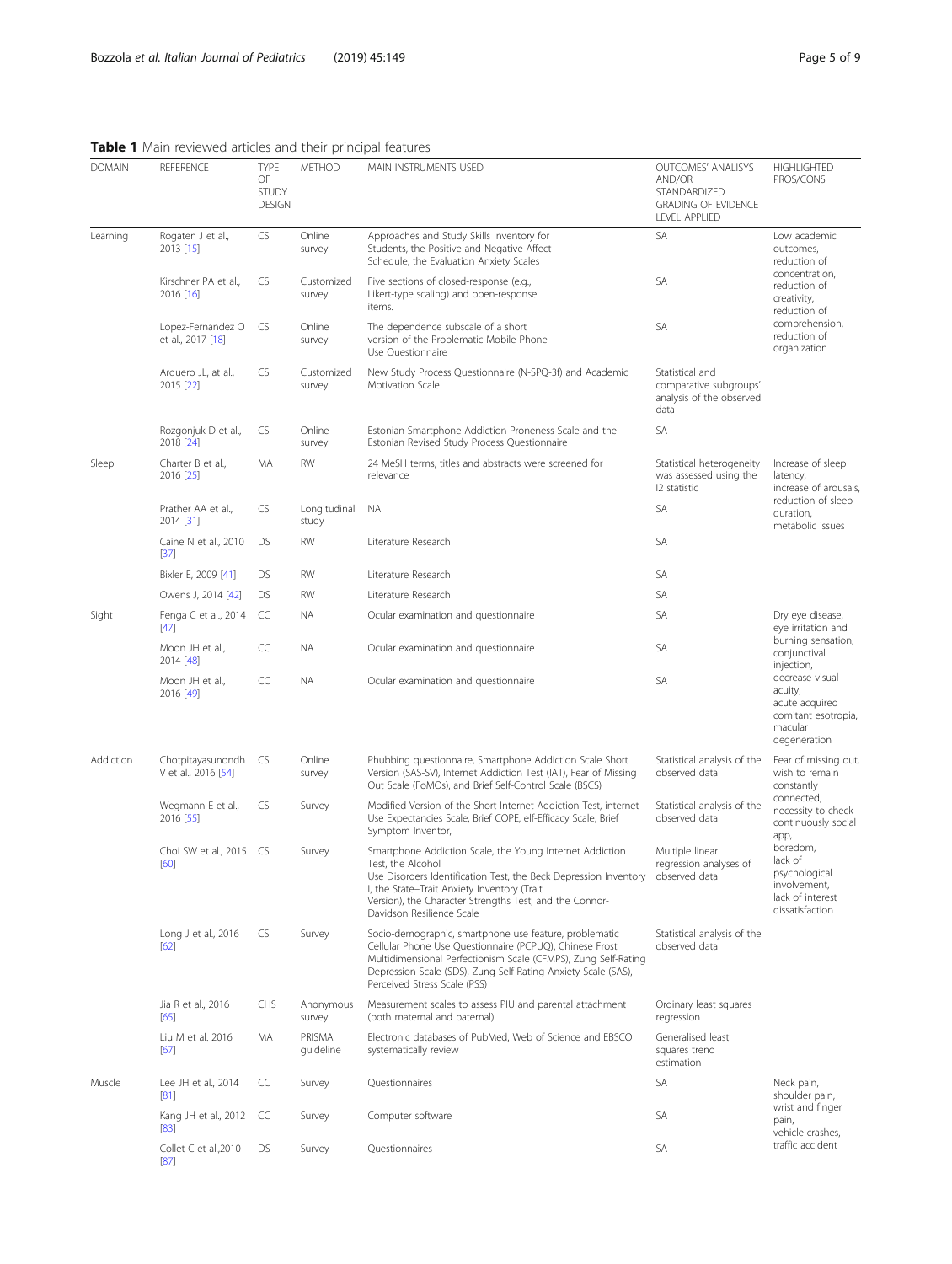**Table 1** Main reviewed articles and their principal features

| DOMAIN | REFERENCE | TYPE OF STUDY DESIGN | METHOD | MAIN INSTRUMENTS USED | OUTCOMES' ANALYSYS AND/OR STANDARDIZED GRADING OF EVIDENCE LEVEL APPLIED | HIGHLIGHTED PROS/CONS |
|---|---|---|---|---|---|---|
| Learning | Rogaten J et al., 2013 [15] | CS | Online survey | Approaches and Study Skills Inventory for Students, the Positive and Negative Affect Schedule, the Evaluation Anxiety Scales | SA | Low academic outcomes, reduction of concentration, reduction of creativity, reduction of comprehension, reduction of organization |
| | Kirschner PA et al., 2016 [16] | CS | Customized survey | Five sections of closed-response (e.g., Likert-type scaling) and open-response items. | SA | |
| | Lopez-Fernandez O et al., 2017 [18] | CS | Online survey | The dependence subscale of a short version of the Problematic Mobile Phone Use Questionnaire | SA | |
| | Arquero JL, at al., 2015 [22] | CS | Customized survey | New Study Process Questionnaire (N-SPQ-3f) and Academic Motivation Scale | Statistical and comparative subgroups' analysis of the observed data | |
| | Rozgonjuk D et al., 2018 [24] | CS | Online survey | Estonian Smartphone Addiction Proneness Scale and the Estonian Revised Study Process Questionnaire | SA | |
| Sleep | Charter B et al., 2016 [25] | MA | RW | 24 MeSH terms, titles and abstracts were screened for relevance | Statistical heterogeneity was assessed using the I2 statistic | Increase of sleep latency, increase of arousals, reduction of sleep duration, metabolic issues |
| | Prather AA et al., 2014 [31] | CS | Longitudinal study | NA | SA | |
| | Caine N et al., 2010 [37] | DS | RW | Literature Research | SA | |
| | Bixler E, 2009 [41] | DS | RW | Literature Research | SA | |
| | Owens J, 2014 [42] | DS | RW | Literature Research | SA | |
| Sight | Fenga C et al., 2014 [47] | CC | NA | Ocular examination and questionnaire | SA | Dry eye disease, eye irritation and burning sensation, conjunctival injection, decrease visual acuity, acute acquired comitant esotropia, macular degeneration |
| | Moon JH et al., 2014 [48] | CC | NA | Ocular examination and questionnaire | SA | |
| | Moon JH et al., 2016 [49] | CC | NA | Ocular examination and questionnaire | SA | |
| Addiction | Chotpitayasunondh V et al., 2016 [54] | CS | Online survey | Phubbing questionnaire, Smartphone Addiction Scale Short Version (SAS-SV), Internet Addiction Test (IAT), Fear of Missing Out Scale (FoMOs), and Brief Self-Control Scale (BSCS) | Statistical analysis of the observed data | Fear of missing out, wish to remain constantly connected, necessity to check continuously social app, boredom, lack of psychological involvement, lack of interest dissatisfaction |
| | Wegmann E et al., 2016 [55] | CS | Survey | Modified Version of the Short Internet Addiction Test, internet-Use Expectancies Scale, Brief COPE, elf-Efficacy Scale, Brief Symptom Inventor, | Statistical analysis of the observed data | |
| | Choi SW et al., 2015 [60] | CS | Survey | Smartphone Addiction Scale, the Young Internet Addiction Test, the Alcohol Use Disorders Identification Test, the Beck Depression Inventory I, the State–Trait Anxiety Inventory (Trait Version), the Character Strengths Test, and the Connor-Davidson Resilience Scale | Multiple linear regression analyses of observed data | |
| | Long J et al., 2016 [62] | CS | Survey | Socio-demographic, smartphone use feature, problematic Cellular Phone Use Questionnaire (PCPUQ), Chinese Frost Multidimensional Perfectionism Scale (CFMPS), Zung Self-Rating Depression Scale (SDS), Zung Self-Rating Anxiety Scale (SAS), Perceived Stress Scale (PSS) | Statistical analysis of the observed data | |
| | Jia R et al., 2016 [65] | CHS | Anonymous survey | Measurement scales to assess PIU and parental attachment (both maternal and paternal) | Ordinary least squares regression | |
| | Liu M et al. 2016 [67] | MA | PRISMA guideline | Electronic databases of PubMed, Web of Science and EBSCO systematically review | Generalised least squares trend estimation | |
| Muscle | Lee JH et al., 2014 [81] | CC | Survey | Questionnaires | SA | Neck pain, shoulder pain, wrist and finger pain, vehicle crashes, traffic accident |
| | Kang JH et al., 2012 [83] | CC | Survey | Computer software | SA | |
| | Collet C et al.,2010 [87] | DS | Survey | Questionnaires | SA | |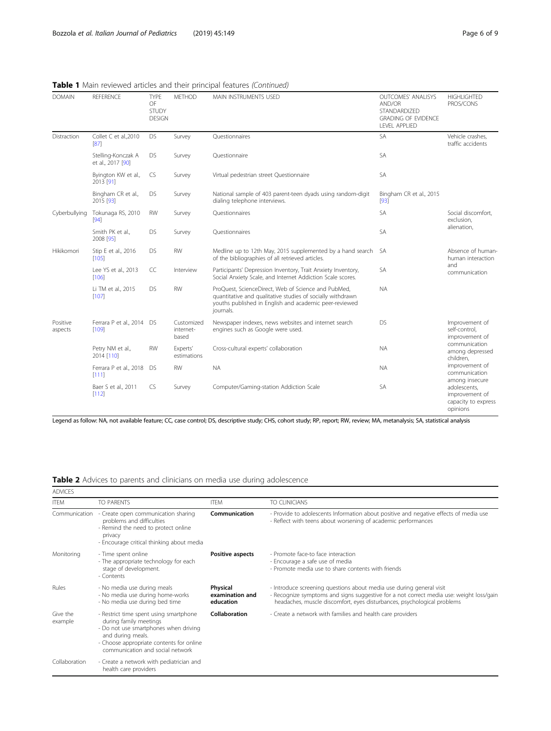**Table 1** Main reviewed articles and their principal features *(Continued)*

| DOMAIN | REFERENCE | TYPE OF STUDY DESIGN | METHOD | MAIN INSTRUMENTS USED | OUTCOMES' ANALISYS AND/OR STANDARDIZED GRADING OF EVIDENCE LEVEL APPLIED | HIGHLIGHTED PROS/CONS |
|---|---|---|---|---|---|---|
| Distraction | Collet C et al.,2010 [87] | DS | Survey | Questionnaires | SA | Vehicle crashes, traffic accidents |
| | Stelling-Konczak A et al., 2017 [90] | DS | Survey | Questionnaire | SA | |
| | Byington KW et al., 2013 [91] | CS | Survey | Virtual pedestrian street Questionnaire | SA | |
| | Bingham CR et al., 2015 [93] | DS | Survey | National sample of 403 parent-teen dyads using random-digit dialing telephone interviews. | Bingham CR et al., 2015 [93] | |
| Cyberbullying | Tokunaga RS, 2010 [94] | RW | Survey | Questionnaires | SA | Social discomfort, exclusion, alienation, |
| | Smith PK et al., 2008 [95] | DS | Survey | Questionnaires | SA | |
| Hikikomori | Stip E et al., 2016 [105] | DS | RW | Medline up to 12th May, 2015 supplemented by a hand search of the bibliographies of all retrieved articles. | SA | Absence of human-human interaction and communication |
| | Lee YS et al., 2013 [106] | CC | Interview | Participants' Depression Inventory, Trait Anxiety Inventory, Social Anxiety Scale, and Internet Addiction Scale scores. | SA | |
| | Li TM et al., 2015 [107] | DS | RW | ProQuest, ScienceDirect, Web of Science and PubMed, quantitative and qualitative studies of socially withdrawn youths published in English and academic peer-reviewed journals. | NA | |
| Positive aspects | Ferrara P et al., 2014 [109] | DS | Customized internet-based | Newspaper indexes, news websites and internet search engines such as Google were used. | DS | Improvement of self-control, improvement of communication among depressed children, improvement of communication among insecure adolescents, improvement of capacity to express opinions |
| | Petry NM et al., 2014 [110] | RW | Experts' estimations | Cross-cultural experts' collaboration | NA | |
| | Ferrara P et al., 2018 [111] | DS | RW | NA | NA | |
| | Baer S et al., 2011 [112] | CS | Survey | Computer/Gaming-station Addiction Scale | SA | |

Legend as follow: NA, not available feature; CC, case control; DS, descriptive study; CHS, cohort study; RP, report; RW, review; MA, metanalysis; SA, statistical analysis

**Table 2** Advices to parents and clinicians on media use during adolescence

| ADVICES | | | |
|---|---|---|---|
| ITEM | TO PARENTS | ITEM | TO CLINICIANS |
| Communication | - Create open communication sharing problems and difficulties<br>- Remind the need to protect online privacy<br>- Encourage critical thinking about media | **Communication** | - Provide to adolescents Information about positive and negative effects of media use<br>- Reflect with teens about worsening of academic performances |
| Monitoring | - Time spent online<br>- The appropriate technology for each stage of development.<br>- Contents | **Positive aspects** | - Promote face-to face interaction<br>- Encourage a safe use of media<br>- Promote media use to share contents with friends |
| Rules | - No media use during meals<br>- No media use during home-works<br>- No media use during bed time | **Physical examination and education** | - Introduce screening questions about media use during general visit<br>- Recognize symptoms and signs suggestive for a not correct media use: weight loss/gain headaches, muscle discomfort, eyes disturbances, psychological problems |
| Give the example | - Restrict time spent using smartphone during family meetings<br>- Do not use smartphones when driving and during meals.<br>- Choose appropriate contents for online communication and social network | **Collaboration** | - Create a network with families and health care providers |
| Collaboration | - Create a network with pediatrician and health care providers | | |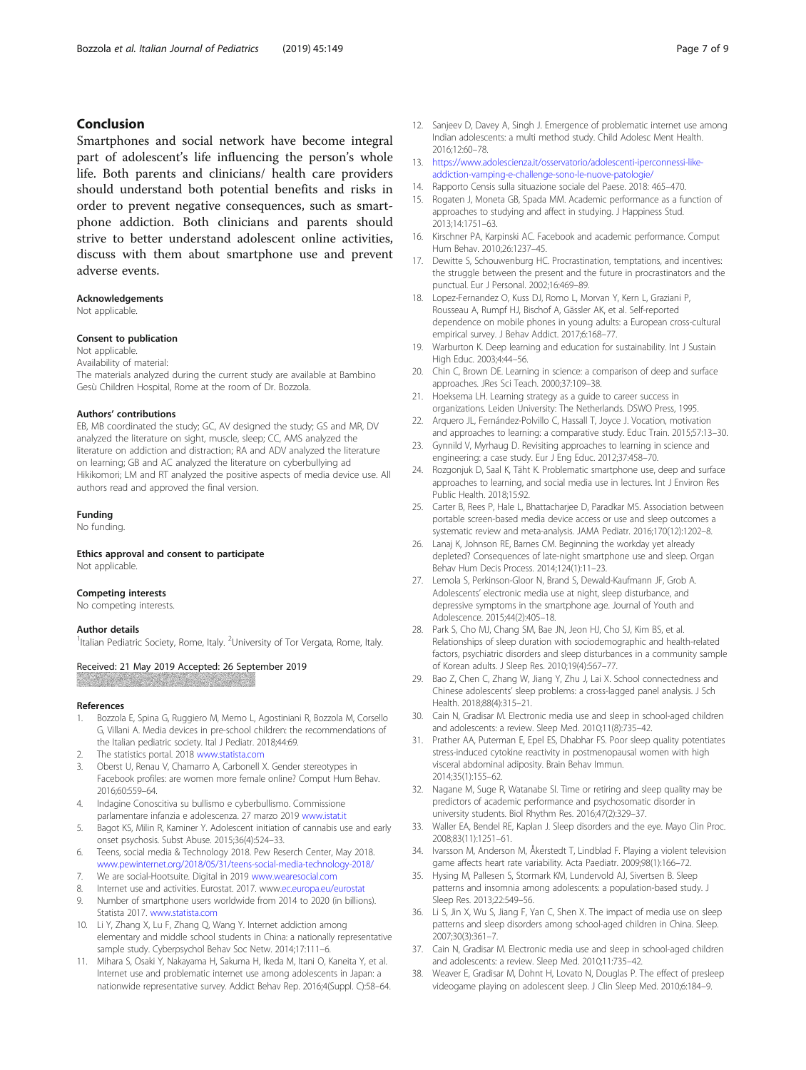## Conclusion

Smartphones and social network have become integral part of adolescent's life influencing the person's whole life. Both parents and clinicians/ health care providers should understand both potential benefits and risks in order to prevent negative consequences, such as smartphone addiction. Both clinicians and parents should strive to better understand adolescent online activities, discuss with them about smartphone use and prevent adverse events.

#### Acknowledgements

Not applicable.

#### Consent to publication

Not applicable.

Availability of material:

The materials analyzed during the current study are available at Bambino Gesù Children Hospital, Rome at the room of Dr. Bozzola.

#### Authors' contributions

EB, MB coordinated the study; GC, AV designed the study; GS and MR, DV analyzed the literature on sight, muscle, sleep; CC, AMS analyzed the literature on addiction and distraction; RA and ADV analyzed the literature on learning; GB and AC analyzed the literature on cyberbullying ad Hikikomori; LM and RT analyzed the positive aspects of media device use. All authors read and approved the final version.

#### Funding

No funding.

#### Ethics approval and consent to participate

Not applicable.

#### Competing interests

No competing interests.

#### Author details

[1]Italian Pediatric Society, Rome, Italy. [2]University of Tor Vergata, Rome, Italy.

Received: 21 May 2019 Accepted: 26 September 2019

#### References

1. Bozzola E, Spina G, Ruggiero M, Memo L, Agostiniani R, Bozzola M, Corsello G, Villani A. Media devices in pre-school children: the recommendations of the Italian pediatric society. Ital J Pediatr. 2018;44:69.
2. The statistics portal. 2018 www.statista.com
3. Oberst U, Renau V, Chamarro A, Carbonell X. Gender stereotypes in Facebook profiles: are women more female online? Comput Hum Behav. 2016;60:559–64.
4. Indagine Conoscitiva su bullismo e cyberbullismo. Commissione parlamentare infanzia e adolescenza. 27 marzo 2019 www.istat.it
5. Bagot KS, Milin R, Kaminer Y. Adolescent initiation of cannabis use and early onset psychosis. Subst Abuse. 2015;36(4):524–33.
6. Teens, social media & Technology 2018. Pew Reserch Center, May 2018. www.pewinternet.org/2018/05/31/teens-social-media-technology-2018/
7. We are social-Hootsuite. Digital in 2019 www.wearesocial.com
8. Internet use and activities. Eurostat. 2017. www.ec.europa.eu/eurostat
9. Number of smartphone users worldwide from 2014 to 2020 (in billions). Statista 2017. www.statista.com
10. Li Y, Zhang X, Lu F, Zhang Q, Wang Y. Internet addiction among elementary and middle school students in China: a nationally representative sample study. Cyberpsychol Behav Soc Netw. 2014;17:111–6.
11. Mihara S, Osaki Y, Nakayama H, Sakuma H, Ikeda M, Itani O, Kaneita Y, et al. Internet use and problematic internet use among adolescents in Japan: a nationwide representative survey. Addict Behav Rep. 2016;4(Suppl. C):58–64.
12. Sanjeev D, Davey A, Singh J. Emergence of problematic internet use among Indian adolescents: a multi method study. Child Adolesc Ment Health. 2016;12:60–78.
13. https://www.adolescienza.it/osservatorio/adolescenti-iperconnessi-like-addiction-vamping-e-challenge-sono-le-nuove-patologie/
14. Rapporto Censis sulla situazione sociale del Paese. 2018: 465–470.
15. Rogaten J, Moneta GB, Spada MM. Academic performance as a function of approaches to studying and affect in studying. J Happiness Stud. 2013;14:1751–63.
16. Kirschner PA, Karpinski AC. Facebook and academic performance. Comput Hum Behav. 2010;26:1237–45.
17. Dewitte S, Schouwenburg HC. Procrastination, temptations, and incentives: the struggle between the present and the future in procrastinators and the punctual. Eur J Personal. 2002;16:469–89.
18. Lopez-Fernandez O, Kuss DJ, Romo L, Morvan Y, Kern L, Graziani P, Rousseau A, Rumpf HJ, Bischof A, Gässler AK, et al. Self-reported dependence on mobile phones in young adults: a European cross-cultural empirical survey. J Behav Addict. 2017;6:168–77.
19. Warburton K. Deep learning and education for sustainability. Int J Sustain High Educ. 2003;4:44–56.
20. Chin C, Brown DE. Learning in science: a comparison of deep and surface approaches. JRes Sci Teach. 2000;37:109–38.
21. Hoeksema LH. Learning strategy as a guide to career success in organizations. Leiden University: The Netherlands. DSWO Press, 1995.
22. Arquero JL, Fernández-Polvillo C, Hassall T, Joyce J. Vocation, motivation and approaches to learning: a comparative study. Educ Train. 2015;57:13–30.
23. Gynnild V, Myrhaug D. Revisiting approaches to learning in science and engineering: a case study. Eur J Eng Educ. 2012;37:458–70.
24. Rozgonjuk D, Saal K, Täht K. Problematic smartphone use, deep and surface approaches to learning, and social media use in lectures. Int J Environ Res Public Health. 2018;15:92.
25. Carter B, Rees P, Hale L, Bhattacharjee D, Paradkar MS. Association between portable screen-based media device access or use and sleep outcomes a systematic review and meta-analysis. JAMA Pediatr. 2016;170(12):1202–8.
26. Lanaj K, Johnson RE, Barnes CM. Beginning the workday yet already depleted? Consequences of late-night smartphone use and sleep. Organ Behav Hum Decis Process. 2014;124(1):11–23.
27. Lemola S, Perkinson-Gloor N, Brand S, Dewald-Kaufmann JF, Grob A. Adolescents' electronic media use at night, sleep disturbance, and depressive symptoms in the smartphone age. Journal of Youth and Adolescence. 2015;44(2):405–18.
28. Park S, Cho MJ, Chang SM, Bae JN, Jeon HJ, Cho SJ, Kim BS, et al. Relationships of sleep duration with sociodemographic and health-related factors, psychiatric disorders and sleep disturbances in a community sample of Korean adults. J Sleep Res. 2010;19(4):567–77.
29. Bao Z, Chen C, Zhang W, Jiang Y, Zhu J, Lai X. School connectedness and Chinese adolescents' sleep problems: a cross-lagged panel analysis. J Sch Health. 2018;88(4):315–21.
30. Cain N, Gradisar M. Electronic media use and sleep in school-aged children and adolescents: a review. Sleep Med. 2010;11(8):735–42.
31. Prather AA, Puterman E, Epel ES, Dhabhar FS. Poor sleep quality potentiates stress-induced cytokine reactivity in postmenopausal women with high visceral abdominal adiposity. Brain Behav Immun. 2014;35(1):155–62.
32. Nagane M, Suge R, Watanabe SI. Time or retiring and sleep quality may be predictors of academic performance and psychosomatic disorder in university students. Biol Rhythm Res. 2016;47(2):329–37.
33. Waller EA, Bendel RE, Kaplan J. Sleep disorders and the eye. Mayo Clin Proc. 2008;83(11):1251–61.
34. Ivarsson M, Anderson M, Åkerstedt T, Lindblad F. Playing a violent television game affects heart rate variability. Acta Paediatr. 2009;98(1):166–72.
35. Hysing M, Pallesen S, Stormark KM, Lundervold AJ, Sivertsen B. Sleep patterns and insomnia among adolescents: a population-based study. J Sleep Res. 2013;22:549–56.
36. Li S, Jin X, Wu S, Jiang F, Yan C, Shen X. The impact of media use on sleep patterns and sleep disorders among school-aged children in China. Sleep. 2007;30(3):361–7.
37. Cain N, Gradisar M. Electronic media use and sleep in school-aged children and adolescents: a review. Sleep Med. 2010;11:735–42.
38. Weaver E, Gradisar M, Dohnt H, Lovato N, Douglas P. The effect of presleep videogame playing on adolescent sleep. J Clin Sleep Med. 2010;6:184–9.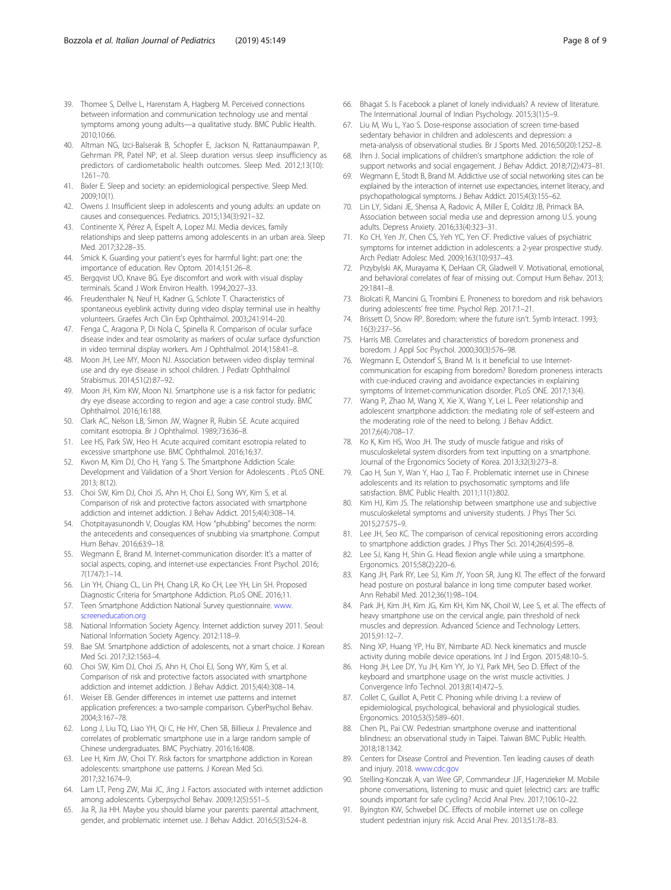39. Thomee S, Dellve L, Harenstam A, Hagberg M. Perceived connections between information and communication technology use and mental symptoms among young adults—a qualitative study. BMC Public Health. 2010;10:66.
40. Altman NG, Izci-Balserak B, Schopfer E, Jackson N, Rattanaumpawan P, Gehrman PR, Patel NP, et al. Sleep duration versus sleep insufficiency as predictors of cardiometabolic health outcomes. Sleep Med. 2012;13(10): 1261–70.
41. Bixler E. Sleep and society: an epidemiological perspective. Sleep Med. 2009;10(1).
42. Owens J. Insufficient sleep in adolescents and young adults: an update on causes and consequences. Pediatrics. 2015;134(3):921–32.
43. Continente X, Pérez A, Espelt A, Lopez MJ. Media devices, family relationships and sleep patterns among adolescents in an urban area. Sleep Med. 2017;32:28–35.
44. Smick K. Guarding your patient's eyes for harmful light: part one: the importance of education. Rev Optom. 2014;151:26–8.
45. Bergqvist UO, Knave BG. Eye discomfort and work with visual display terminals. Scand J Work Environ Health. 1994;20:27–33.
46. Freudenthaler N, Neuf H, Kadner G, Schlote T. Characteristics of spontaneous eyeblink activity during video display terminal use in healthy volunteers. Graefes Arch Clin Exp Ophthalmol. 2003;241:914–20.
47. Fenga C, Aragona P, Di Nola C, Spinella R. Comparison of ocular surface disease index and tear osmolarity as markers of ocular surface dysfunction in video terminal display workers. Am J Ophthalmol. 2014;158:41–8.
48. Moon JH, Lee MY, Moon NJ. Association between video display terminal use and dry eye disease in school children. J Pediatr Ophthalmol Strabismus. 2014;51(2):87–92.
49. Moon JH, Kim KW, Moon NJ. Smartphone use is a risk factor for pediatric dry eye disease according to region and age: a case control study. BMC Ophthalmol. 2016;16:188.
50. Clark AC, Nelson LB, Simon JW, Wagner R, Rubin SE. Acute acquired comitant esotropia. Br J Ophthalmol. 1989;73:636–8.
51. Lee HS, Park SW, Heo H. Acute acquired comitant esotropia related to excessive smartphone use. BMC Ophthalmol. 2016;16:37.
52. Kwon M, Kim DJ, Cho H, Yang S. The Smartphone Addiction Scale: Development and Validation of a Short Version for Adolescents . PLoS ONE. 2013; 8(12).
53. Choi SW, Kim DJ, Choi JS, Ahn H, Choi EJ, Song WY, Kim S, et al. Comparison of risk and protective factors associated with smartphone addiction and internet addiction. J Behav Addict. 2015;4(4):308–14.
54. Chotpitayasunondh V, Douglas KM. How "phubbing" becomes the norm: the antecedents and consequences of snubbing via smartphone. Comput Hum Behav. 2016;63:9–18.
55. Wegmann E, Brand M. Internet-communication disorder: It's a matter of social aspects, coping, and internet-use expectancies. Front Psychol. 2016; 7(1747):1–14.
56. Lin YH, Chiang CL, Lin PH, Chang LR, Ko CH, Lee YH, Lin SH. Proposed Diagnostic Criteria for Smartphone Addiction. PLoS ONE. 2016;11.
57. Teen Smartphone Addiction National Survey questionnaire. www.screeneducation.org
58. National Information Society Agency. Internet addiction survey 2011. Seoul: National Information Society Agency. 2012:118–9.
59. Bae SM. Smartphone addiction of adolescents, not a smart choice. J Korean Med Sci. 2017;32:1563–4.
60. Choi SW, Kim DJ, Choi JS, Ahn H, Choi EJ, Song WY, Kim S, et al. Comparison of risk and protective factors associated with smartphone addiction and internet addiction. J Behav Addict. 2015;4(4):308–14.
61. Weiser EB. Gender differences in internet use patterns and internet application preferences: a two-sample comparison. CyberPsychol Behav. 2004;3:167–78.
62. Long J, Liu TQ, Liao YH, Qi C, He HY, Chen SB, Billieux J. Prevalence and correlates of problematic smartphone use in a large random sample of Chinese undergraduates. BMC Psychiatry. 2016;16:408.
63. Lee H, Kim JW, Choi TY. Risk factors for smartphone addiction in Korean adolescents: smartphone use patterns. J Korean Med Sci. 2017;32:1674–9.
64. Lam LT, Peng ZW, Mai JC, Jing J. Factors associated with internet addiction among adolescents. Cyberpsychol Behav. 2009;12(5):551–5.
65. Jia R, Jia HH. Maybe you should blame your parents: parental attachment, gender, and problematic internet use. J Behav Addict. 2016;5(3):524–8.
66. Bhagat S. Is Facebook a planet of lonely individuals? A review of literature. The International Journal of Indian Psychology. 2015;3(1):5–9.
67. Liu M, Wu L, Yao S. Dose-response association of screen time-based sedentary behavior in children and adolescents and depression: a meta-analysis of observational studies. Br J Sports Med. 2016;50(20):1252–8.
68. Ihm J. Social implications of children's smartphone addiction: the role of support networks and social engagement. J Behav Addict. 2018;7(2):473–81.
69. Wegmann E, Stodt B, Brand M. Addictive use of social networking sites can be explained by the interaction of internet use expectancies, internet literacy, and psychopathological symptoms. J Behav Addict. 2015;4(3):155–62.
70. Lin LY, Sidani JE, Shensa A, Radovic A, Miller E, Colditz JB, Primack BA. Association between social media use and depression among U.S. young adults. Depress Anxiety. 2016;33(4):323–31.
71. Ko CH, Yen JY, Chen CS, Yeh YC, Yen CF. Predictive values of psychiatric symptoms for internet addiction in adolescents: a 2-year prospective study. Arch Pediatr Adolesc Med. 2009;163(10):937–43.
72. Przybylski AK, Murayama K, DeHaan CR, Gladwell V. Motivational, emotional, and behavioral correlates of fear of missing out. Comput Hum Behav. 2013; 29:1841–8.
73. Biolcati R, Mancini G, Trombini E. Proneness to boredom and risk behaviors during adolescents' free time. Psychol Rep. 2017:1–21.
74. Brissett D, Snow RP. Boredom: where the future isn't. Symb Interact. 1993; 16(3):237–56.
75. Harris MB. Correlates and characteristics of boredom proneness and boredom. J Appl Soc Psychol. 2000;30(3):576–98.
76. Wegmann E, Ostendorf S, Brand M. Is it beneficial to use Internet-communication for escaping from boredom? Boredom proneness interacts with cue-induced craving and avoidance expectancies in explaining symptoms of Internet-communication disorder. PLoS ONE. 2017;13(4).
77. Wang P, Zhao M, Wang X, Xie X, Wang Y, Lei L. Peer relationship and adolescent smartphone addiction: the mediating role of self-esteem and the moderating role of the need to belong. J Behav Addict. 2017;6(4):708–17.
78. Ko K, Kim HS, Woo JH. The study of muscle fatigue and risks of musculoskeletal system disorders from text inputting on a smartphone. Journal of the Ergonomics Society of Korea. 2013;32(3):273–8.
79. Cao H, Sun Y, Wan Y, Hao J, Tao F. Problematic internet use in Chinese adolescents and its relation to psychosomatic symptoms and life satisfaction. BMC Public Health. 2011;11(1):802.
80. Kim HJ, Kim JS. The relationship between smartphone use and subjective musculoskeletal symptoms and university students. J Phys Ther Sci. 2015;27:575–9.
81. Lee JH, Seo KC. The comparison of cervical repositioning errors according to smartphone addiction grades. J Phys Ther Sci. 2014;26(4):595–8.
82. Lee SJ, Kang H, Shin G. Head flexion angle while using a smartphone. Ergonomics. 2015;58(2):220–6.
83. Kang JH, Park RY, Lee SJ, Kim JY, Yoon SR, Jung KI. The effect of the forward head posture on postural balance in long time computer based worker. Ann Rehabil Med. 2012;36(1):98–104.
84. Park JH, Kim JH, Kim JG, Kim KH, Kim NK, Choil W, Lee S, et al. The effects of heavy smartphone use on the cervical angle, pain threshold of neck muscles and depression. Advanced Science and Technology Letters. 2015;91:12–7.
85. Ning XP, Huang YP, Hu BY, Nimbarte AD. Neck kinematics and muscle activity during mobile device operations. Int J Ind Ergon. 2015;48:10–5.
86. Hong JH, Lee DY, Yu JH, Kim YY, Jo YJ, Park MH, Seo D. Effect of the keyboard and smartphone usage on the wrist muscle activities. J Convergence Info Technol. 2013;8(14):472–5.
87. Collet C, Guillot A, Petit C. Phoning while driving I: a review of epidemiological, psychological, behavioral and physiological studies. Ergonomics. 2010;53(5):589–601.
88. Chen PL, Pai CW. Pedestrian smartphone overuse and inattentional blindness: an observational study in Taipei. Taiwan BMC Public Health. 2018;18:1342.
89. Centers for Disease Control and Prevention. Ten leading causes of death and injury. 2018. www.cdc.gov
90. Stelling-Konczak A, van Wee GP, Commandeur JJF, Hagenzieker M. Mobile phone conversations, listening to music and quiet (electric) cars: are traffic sounds important for safe cycling? Accid Anal Prev. 2017;106:10–22.
91. Byington KW, Schwebel DC. Effects of mobile internet use on college student pedestrian injury risk. Accid Anal Prev. 2013;51:78–83.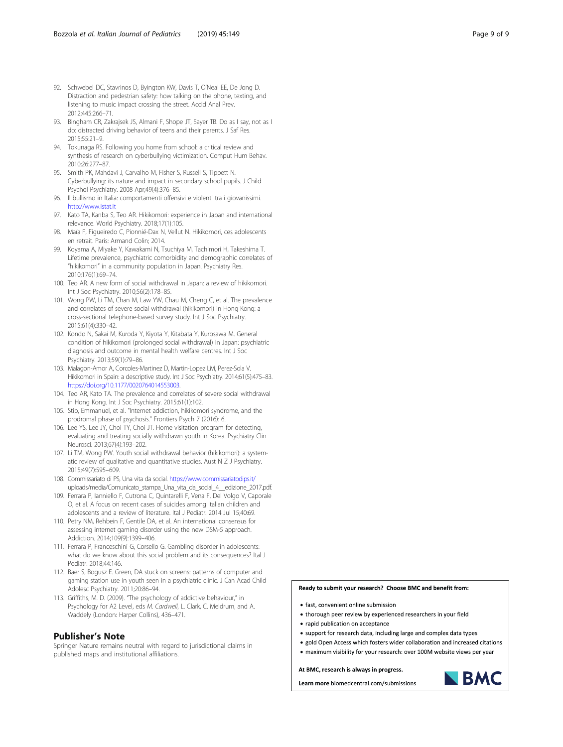92. Schwebel DC, Stavrinos D, Byington KW, Davis T, O'Neal EE, De Jong D. Distraction and pedestrian safety: how talking on the phone, texting, and listening to music impact crossing the street. Accid Anal Prev. 2012;445:266–71.
93. Bingham CR, Zakrajsek JS, Almani F, Shope JT, Sayer TB. Do as I say, not as I do: distracted driving behavior of teens and their parents. J Saf Res. 2015;55:21–9.
94. Tokunaga RS. Following you home from school: a critical review and synthesis of research on cyberbullying victimization. Comput Hum Behav. 2010;26:277–87.
95. Smith PK, Mahdavi J, Carvalho M, Fisher S, Russell S, Tippett N. Cyberbullying: its nature and impact in secondary school pupils. J Child Psychol Psychiatry. 2008 Apr;49(4):376–85.
96. Il bullismo in Italia: comportamenti offensivi e violenti tra i giovanissimi. http://www.istat.it
97. Kato TA, Kanba S, Teo AR. Hikikomori: experience in Japan and international relevance. World Psychiatry. 2018;17(1):105.
98. Maïa F, Figueiredo C, Pionnié-Dax N, Vellut N. Hikikomori, ces adolescents en retrait. Paris: Armand Colin; 2014.
99. Koyama A, Miyake Y, Kawakami N, Tsuchiya M, Tachimori H, Takeshima T. Lifetime prevalence, psychiatric comorbidity and demographic correlates of "hikikomori" in a community population in Japan. Psychiatry Res. 2010;176(1):69–74.
100. Teo AR. A new form of social withdrawal in Japan: a review of hikikomori. Int J Soc Psychiatry. 2010;56(2):178–85.
101. Wong PW, Li TM, Chan M, Law YW, Chau M, Cheng C, et al. The prevalence and correlates of severe social withdrawal (hikikomori) in Hong Kong: a cross-sectional telephone-based survey study. Int J Soc Psychiatry. 2015;61(4):330–42.
102. Kondo N, Sakai M, Kuroda Y, Kiyota Y, Kitabata Y, Kurosawa M. General condition of hikikomori (prolonged social withdrawal) in Japan: psychiatric diagnosis and outcome in mental health welfare centres. Int J Soc Psychiatry. 2013;59(1):79–86.
103. Malagon-Amor A, Corcoles-Martinez D, Martin-Lopez LM, Perez-Sola V. Hikikomori in Spain: a descriptive study. Int J Soc Psychiatry. 2014;61(5):475–83. https://doi.org/10.1177/0020764014553003.
104. Teo AR, Kato TA. The prevalence and correlates of severe social withdrawal in Hong Kong. Int J Soc Psychiatry. 2015;61(1):102.
105. Stip, Emmanuel, et al. "Internet addiction, hikikomori syndrome, and the prodromal phase of psychosis." Frontiers Psych 7 (2016): 6.
106. Lee YS, Lee JY, Choi TY, Choi JT. Home visitation program for detecting, evaluating and treating socially withdrawn youth in Korea. Psychiatry Clin Neurosci. 2013;67(4):193–202.
107. Li TM, Wong PW. Youth social withdrawal behavior (hikikomori): a systematic review of qualitative and quantitative studies. Aust N Z J Psychiatry. 2015;49(7):595–609.
108. Commissariato di PS, Una vita da social. https://www.commissariatodips.it/uploads/media/Comunicato_stampa_Una_vita_da_social_4__edizione_2017.pdf.
109. Ferrara P, Ianniello F, Cutrona C, Quintarelli F, Vena F, Del Volgo V, Caporale O, et al. A focus on recent cases of suicides among Italian children and adolescents and a review of literature. Ital J Pediatr. 2014 Jul 15;40:69.
110. Petry NM, Rehbein F, Gentile DA, et al. An international consensus for assessing internet gaming disorder using the new DSM-5 approach. Addiction. 2014;109(9):1399–406.
111. Ferrara P, Franceschini G, Corsello G. Gambling disorder in adolescents: what do we know about this social problem and its consequences? Ital J Pediatr. 2018;44:146.
112. Baer S, Bogusz E. Green, DA stuck on screens: patterns of computer and gaming station use in youth seen in a psychiatric clinic. J Can Acad Child Adolesc Psychiatry. 2011;20:86–94.
113. Griffiths, M. D. (2009). "The psychology of addictive behaviour," in Psychology for A2 Level, eds *M. Cardwell*, L. Clark, C. Meldrum, and A. Waddely (London: Harper Collins), 436–471.

## Publisher's Note

Springer Nature remains neutral with regard to jurisdictional claims in published maps and institutional affiliations.

**Ready to submit your research? Choose BMC and benefit from:**

- fast, convenient online submission
- thorough peer review by experienced researchers in your field
- rapid publication on acceptance
- support for research data, including large and complex data types
- gold Open Access which fosters wider collaboration and increased citations
- maximum visibility for your research: over 100M website views per year

**At BMC, research is always in progress.**

**Learn more** biomedcentral.com/submissions

BMC